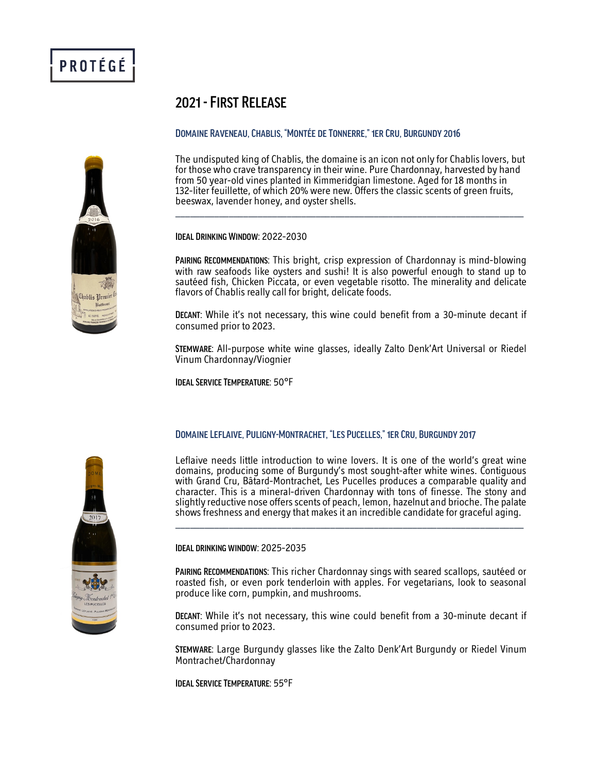PROTÉGÉ

# 2021 - First Release

## Domaine Raveneau, Chablis, "Montée de Tonnerre," 1er Cru, Burgundy 2016

The undisputed king of Chablis, the domaine is an icon not only for Chablis lovers, but for those who crave transparency in their wine. Pure Chardonnay, harvested by hand from 50 year-old vines planted in Kimmeridgian limestone. Aged for 18 months in 132-liter feuillette, of which 20% were new. Offers the classic scents of green fruits, beeswax, lavender honey, and oyster shells.

---

**Ideal Drinking Window**: 2022-2030

**Pairing Recommendations**: This bright, crisp expression of Chardonnay is mind-blowing with raw seafoods like oysters and sushi! It is also powerful enough to stand up to sautéed fish, Chicken Piccata, or even vegetable risotto. The minerality and delicate flavors of Chablis really call for bright, delicate foods.

**Decant**: While it's not necessary, this wine could benefit from a 30-minute decant if consumed prior to 2023.

**Stemware**: All-purpose white wine glasses, ideally Zalto Denk'Art Universal or Riedel Vinum Chardonnay/Viognier

**Ideal Service Temperature**: 50°F

## Domaine Leflaive, Puligny-Montrachet, "Les Pucelles," 1er Cru, Burgundy 2017

Leflaive needs little introduction to wine lovers. It is one of the world's great wine domains, producing some of Burgundy's most sought-after white wines. Contiguous with Grand Cru, Bâtard-Montrachet, Les Pucelles produces a comparable quality and character. This is a mineral-driven Chardonnay with tons of finesse. The stony and slightly reductive nose offers scents of peach, lemon, hazelnut and brioche. The palate shows freshness and energy that makes it an incredible candidate for graceful aging.

---

**Ideal Drinking Window**: 2025-2035

**Pairing Recommendations**: This richer Chardonnay sings with seared scallops, sautéed or roasted fish, or even pork tenderloin with apples. For vegetarians, look to seasonal produce like corn, pumpkin, and mushrooms.

**Decant**: While it's not necessary, this wine could benefit from a 30-minute decant if consumed prior to 2023.

**Stemware**: Large Burgundy glasses like the Zalto Denk'Art Burgundy or Riedel Vinum Montrachet/Chardonnay

**Ideal Service Temperature**: 55°F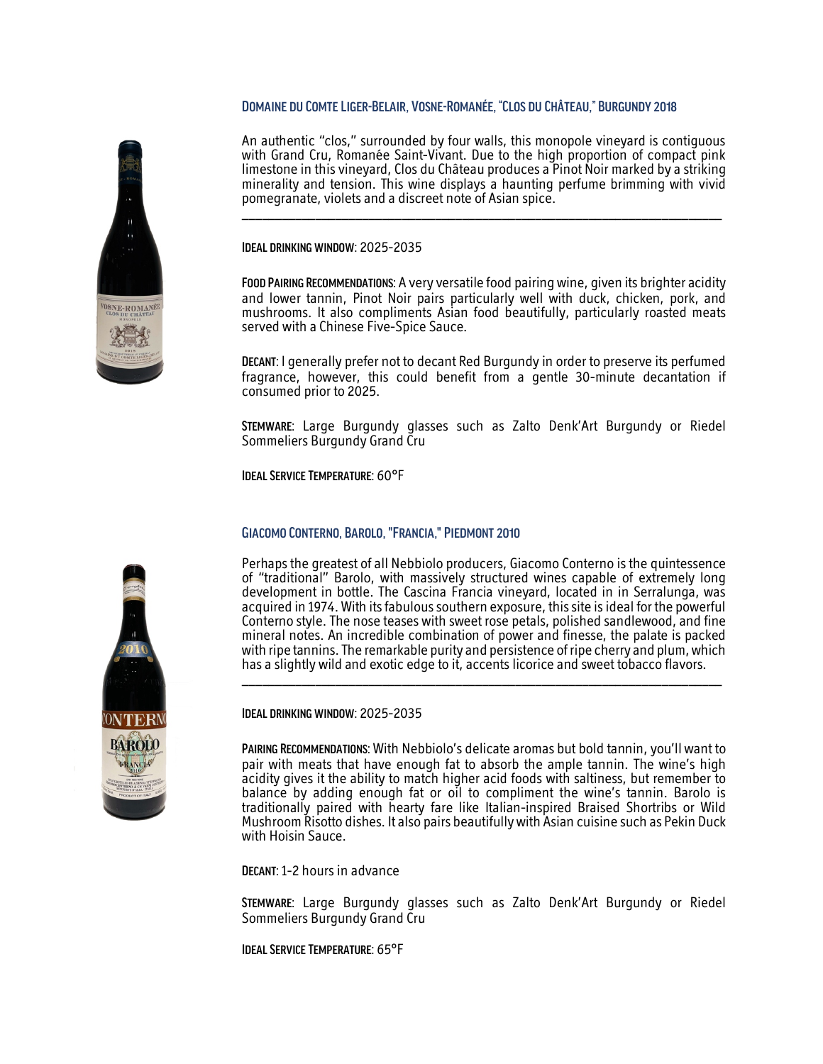## Domaine du Comte Liger-Belair, Vosne-Romanée, "Clos du Château," Burgundy 2018

An authentic "clos," surrounded by four walls, this monopole vineyard is contiguous with Grand Cru, Romanée Saint-Vivant. Due to the high proportion of compact pink limestone in this vineyard, Clos du Château produces a Pinot Noir marked by a striking minerality and tension. This wine displays a haunting perfume brimming with vivid pomegranate, violets and a discreet note of Asian spice.

---

**Ideal drinking window**: 2025-2035

**Food Pairing Recommendations**: A very versatile food pairing wine, given its brighter acidity and lower tannin, Pinot Noir pairs particularly well with duck, chicken, pork, and mushrooms. It also compliments Asian food beautifully, particularly roasted meats served with a Chinese Five-Spice Sauce.

**Decant**: I generally prefer not to decant Red Burgundy in order to preserve its perfumed fragrance, however, this could benefit from a gentle 30-minute decantation if consumed prior to 2025.

**Stemware**: Large Burgundy glasses such as Zalto Denk'Art Burgundy or Riedel Sommeliers Burgundy Grand Cru

**Ideal Service Temperature**: 60°F

## Giacomo Conterno, Barolo, "Francia," Piedmont 2010

Perhaps the greatest of all Nebbiolo producers, Giacomo Conterno is the quintessence of "traditional" Barolo, with massively structured wines capable of extremely long development in bottle. The Cascina Francia vineyard, located in in Serralunga, was acquired in 1974. With its fabulous southern exposure, this site is ideal for the powerful Conterno style. The nose teases with sweet rose petals, polished sandlewood, and fine mineral notes. An incredible combination of power and finesse, the palate is packed with ripe tannins. The remarkable purity and persistence of ripe cherry and plum, which has a slightly wild and exotic edge to it, accents licorice and sweet tobacco flavors.

---

**Ideal drinking window**: 2025-2035

**Pairing Recommendations**: With Nebbiolo's delicate aromas but bold tannin, you'll want to pair with meats that have enough fat to absorb the ample tannin. The wine's high acidity gives it the ability to match higher acid foods with saltiness, but remember to balance by adding enough fat or oil to compliment the wine's tannin. Barolo is traditionally paired with hearty fare like Italian-inspired Braised Shortribs or Wild Mushroom Risotto dishes. It also pairs beautifully with Asian cuisine such as Pekin Duck with Hoisin Sauce.

**Decant**: 1-2 hours in advance

**Stemware**: Large Burgundy glasses such as Zalto Denk'Art Burgundy or Riedel Sommeliers Burgundy Grand Cru

**Ideal Service Temperature**: 65°F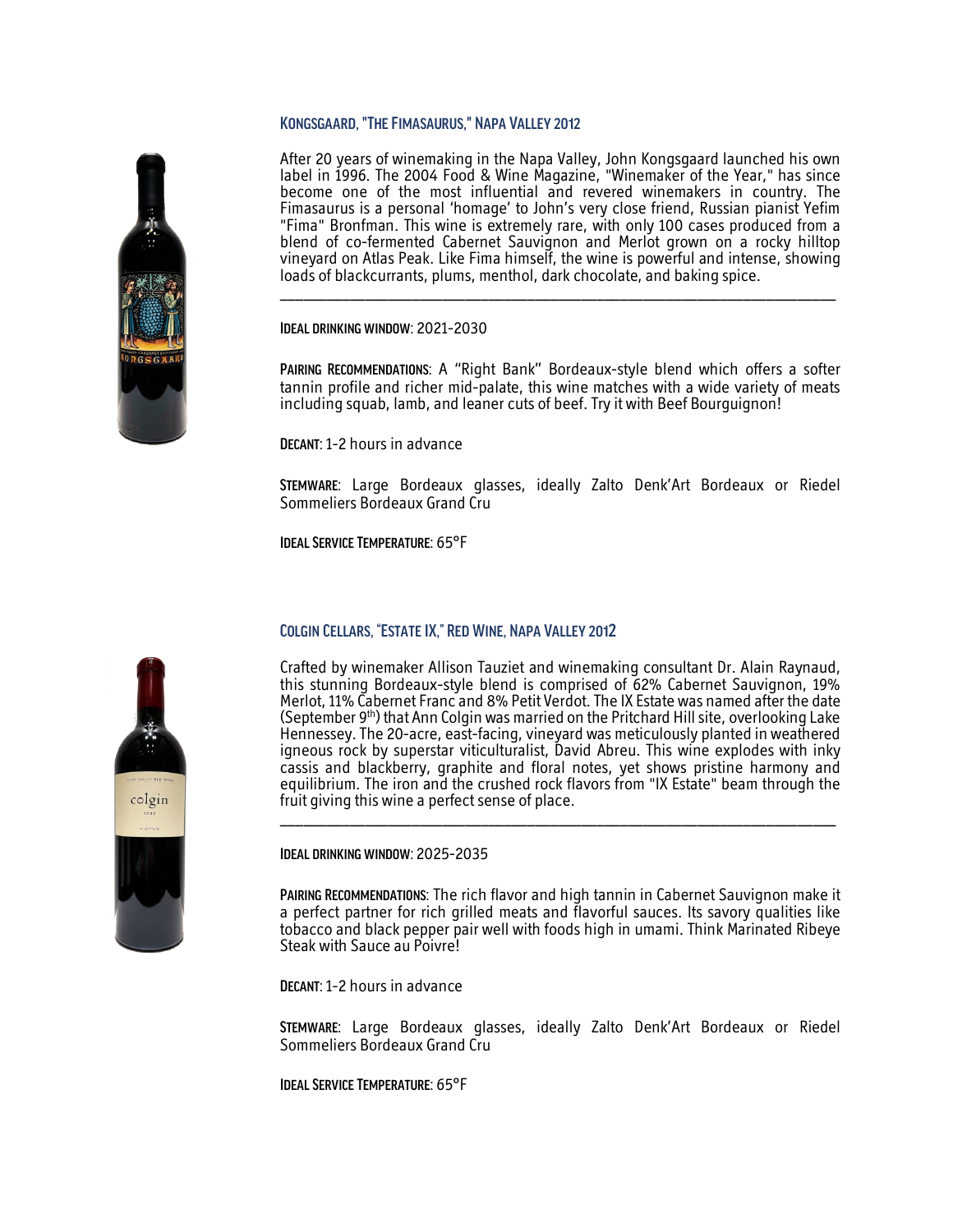## Kongsgaard, "The Fimasaurus," Napa Valley 2012

After 20 years of winemaking in the Napa Valley, John Kongsgaard launched his own label in 1996. The 2004 Food & Wine Magazine, "Winemaker of the Year," has since become one of the most influential and revered winemakers in country. The Fimasaurus is a personal 'homage' to John's very close friend, Russian pianist Yefim "Fima" Bronfman. This wine is extremely rare, with only 100 cases produced from a blend of co-fermented Cabernet Sauvignon and Merlot grown on a rocky hilltop vineyard on Atlas Peak. Like Fima himself, the wine is powerful and intense, showing loads of blackcurrants, plums, menthol, dark chocolate, and baking spice.

---

**Ideal drinking window**: 2021-2030

**Pairing Recommendations**: A "Right Bank" Bordeaux-style blend which offers a softer tannin profile and richer mid-palate, this wine matches with a wide variety of meats including squab, lamb, and leaner cuts of beef. Try it with Beef Bourguignon!

**Decant**: 1-2 hours in advance

**Stemware**: Large Bordeaux glasses, ideally Zalto Denk'Art Bordeaux or Riedel Sommeliers Bordeaux Grand Cru

**Ideal Service Temperature**: 65°F

## Colgin Cellars, "Estate IX," Red Wine, Napa Valley 2012

Crafted by winemaker Allison Tauziet and winemaking consultant Dr. Alain Raynaud, this stunning Bordeaux-style blend is comprised of 62% Cabernet Sauvignon, 19% Merlot, 11% Cabernet Franc and 8% Petit Verdot. The IX Estate was named after the date (September 9th) that Ann Colgin was married on the Pritchard Hill site, overlooking Lake Hennessey. The 20-acre, east-facing, vineyard was meticulously planted in weathered igneous rock by superstar viticulturalist, David Abreu. This wine explodes with inky cassis and blackberry, graphite and floral notes, yet shows pristine harmony and equilibrium. The iron and the crushed rock flavors from "IX Estate" beam through the fruit giving this wine a perfect sense of place.

---

**Ideal drinking window**: 2025-2035

**Pairing Recommendations**: The rich flavor and high tannin in Cabernet Sauvignon make it a perfect partner for rich grilled meats and flavorful sauces. Its savory qualities like tobacco and black pepper pair well with foods high in umami. Think Marinated Ribeye Steak with Sauce au Poivre!

**Decant**: 1-2 hours in advance

**Stemware**: Large Bordeaux glasses, ideally Zalto Denk'Art Bordeaux or Riedel Sommeliers Bordeaux Grand Cru

**Ideal Service Temperature**: 65°F